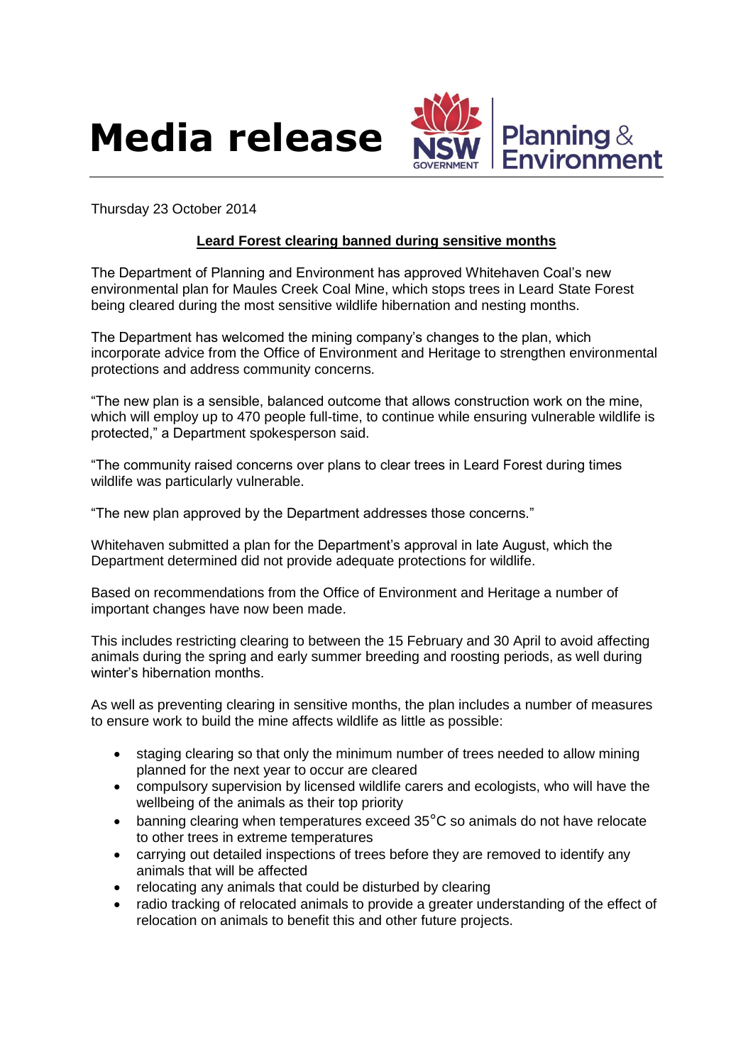# Media release

Thursday 23 October 2014

## Leard Forest clearing banned during sensitive months

The Department of Planning and Environment has approved Whitehaven Coal's new environmental plan for Maules Creek Coal Mine, which stops trees in Leard State Forest being cleared during the most sensitive wildlife hibernation and nesting months.

The Department has welcomed the mining company's changes to the plan, which incorporate advice from the Office of Environment and Heritage to strengthen environmental protections and address community concerns.

"The new plan is a sensible, balanced outcome that allows construction work on the mine, which will employ up to 470 people full-time, to continue while ensuring vulnerable wildlife is protected," a Department spokesperson said.

"The community raised concerns over plans to clear trees in Leard Forest during times wildlife was particularly vulnerable.

"The new plan approved by the Department addresses those concerns."

Whitehaven submitted a plan for the Department's approval in late August, which the Department determined did not provide adequate protections for wildlife.

Based on recommendations from the Office of Environment and Heritage a number of important changes have now been made.

This includes restricting clearing to between the 15 February and 30 April to avoid affecting animals during the spring and early summer breeding and roosting periods, as well during winter's hibernation months.

As well as preventing clearing in sensitive months, the plan includes a number of measures to ensure work to build the mine affects wildlife as little as possible:

- staging clearing so that only the minimum number of trees needed to allow mining planned for the next year to occur are cleared
- compulsory supervision by licensed wildlife carers and ecologists, who will have the wellbeing of the animals as their top priority
- banning clearing when temperatures exceed 35°C so animals do not have relocate to other trees in extreme temperatures
- carrying out detailed inspections of trees before they are removed to identify any animals that will be affected
- relocating any animals that could be disturbed by clearing
- radio tracking of relocated animals to provide a greater understanding of the effect of relocation on animals to benefit this and other future projects.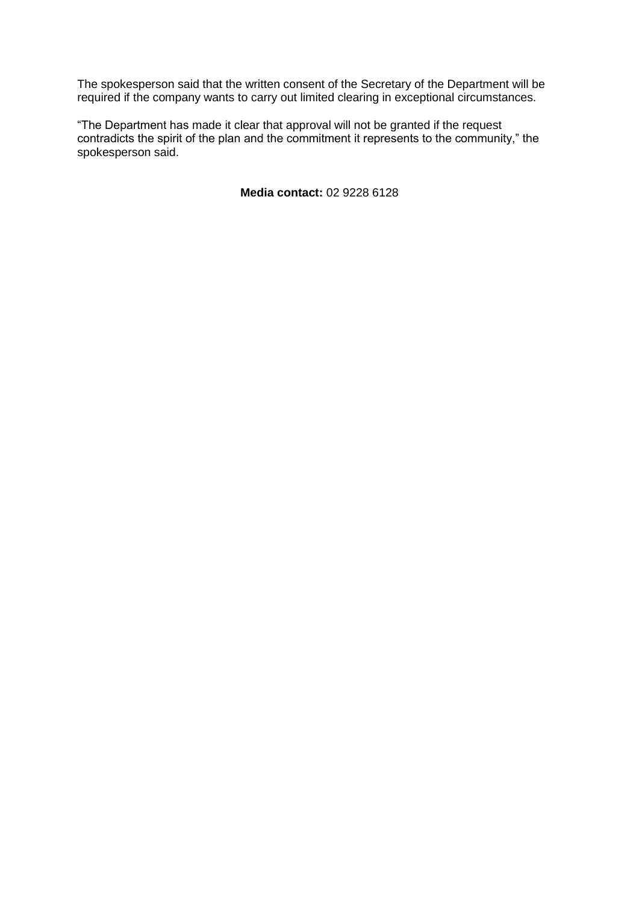The spokesperson said that the written consent of the Secretary of the Department will be required if the company wants to carry out limited clearing in exceptional circumstances.

"The Department has made it clear that approval will not be granted if the request contradicts the spirit of the plan and the commitment it represents to the community," the spokesperson said.

**Media contact:** 02 9228 6128